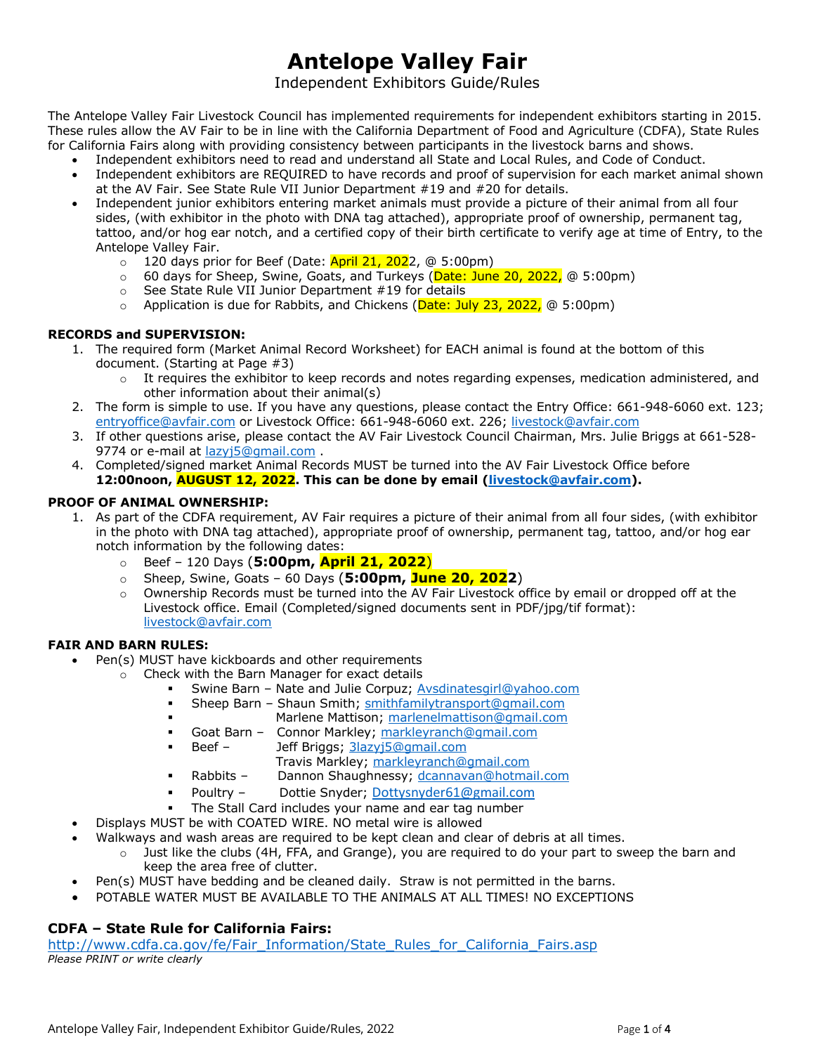# Antelope Valley Fair

Independent Exhibitors Guide/Rules

The Antelope Valley Fair Livestock Council has implemented requirements for independent exhibitors starting in 2015. These rules allow the AV Fair to be in line with the California Department of Food and Agriculture (CDFA), State Rules for California Fairs along with providing consistency between participants in the livestock barns and shows.

- Independent exhibitors need to read and understand all State and Local Rules, and Code of Conduct.
- Independent exhibitors are REQUIRED to have records and proof of supervision for each market animal shown at the AV Fair. See State Rule VII Junior Department #19 and #20 for details.
- Independent junior exhibitors entering market animals must provide a picture of their animal from all four sides, (with exhibitor in the photo with DNA tag attached), appropriate proof of ownership, permanent tag, tattoo, and/or hog ear notch, and a certified copy of their birth certificate to verify age at time of Entry, to the Antelope Valley Fair.
  - 120 days prior for Beef (Date: April 21, 2022, @ 5:00pm)
  - 60 days for Sheep, Swine, Goats, and Turkeys (Date: June 20, 2022, @ 5:00pm)
  - See State Rule VII Junior Department #19 for details
  - Application is due for Rabbits, and Chickens (Date: July 23, 2022, @ 5:00pm)

**RECORDS and SUPERVISION:**

1. The required form (Market Animal Record Worksheet) for EACH animal is found at the bottom of this document. (Starting at Page #3)
   - It requires the exhibitor to keep records and notes regarding expenses, medication administered, and other information about their animal(s)
2. The form is simple to use. If you have any questions, please contact the Entry Office: 661-948-6060 ext. 123; entryoffice@avfair.com or Livestock Office: 661-948-6060 ext. 226; livestock@avfair.com
3. If other questions arise, please contact the AV Fair Livestock Council Chairman, Mrs. Julie Briggs at 661-528-9774 or e-mail at lazyj5@gmail.com .
4. Completed/signed market Animal Records MUST be turned into the AV Fair Livestock Office before **12:00noon, AUGUST 12, 2022. This can be done by email (livestock@avfair.com).**

**PROOF OF ANIMAL OWNERSHIP:**

1. As part of the CDFA requirement, AV Fair requires a picture of their animal from all four sides, (with exhibitor in the photo with DNA tag attached), appropriate proof of ownership, permanent tag, tattoo, and/or hog ear notch information by the following dates:
   - Beef – 120 Days (**5:00pm, April 21, 2022**)
   - Sheep, Swine, Goats – 60 Days (**5:00pm, June 20, 2022**)
   - Ownership Records must be turned into the AV Fair Livestock office by email or dropped off at the Livestock office. Email (Completed/signed documents sent in PDF/jpg/tif format): livestock@avfair.com

**FAIR AND BARN RULES:**

- Pen(s) MUST have kickboards and other requirements
  - Check with the Barn Manager for exact details
    - Swine Barn – Nate and Julie Corpuz; Avsdinatesgirl@yahoo.com
    - Sheep Barn – Shaun Smith; smithfamilytransport@gmail.com
    - Marlene Mattison; marlenelmattison@gmail.com
    - Goat Barn – Connor Markley; markleyranch@gmail.com
    - Beef – Jeff Briggs; 3lazyj5@gmail.com
      Travis Markley; markleyranch@gmail.com
    - Rabbits – Dannon Shaughnessy; dcannavan@hotmail.com
    - Poultry – Dottie Snyder; Dottysnyder61@gmail.com
    - The Stall Card includes your name and ear tag number
- Displays MUST be with COATED WIRE. NO metal wire is allowed
- Walkways and wash areas are required to be kept clean and clear of debris at all times.
  - Just like the clubs (4H, FFA, and Grange), you are required to do your part to sweep the barn and keep the area free of clutter.
- Pen(s) MUST have bedding and be cleaned daily. Straw is not permitted in the barns.
- POTABLE WATER MUST BE AVAILABLE TO THE ANIMALS AT ALL TIMES! NO EXCEPTIONS

### CDFA – State Rule for California Fairs:

http://www.cdfa.ca.gov/fe/Fair_Information/State_Rules_for_California_Fairs.asp

*Please PRINT or write clearly*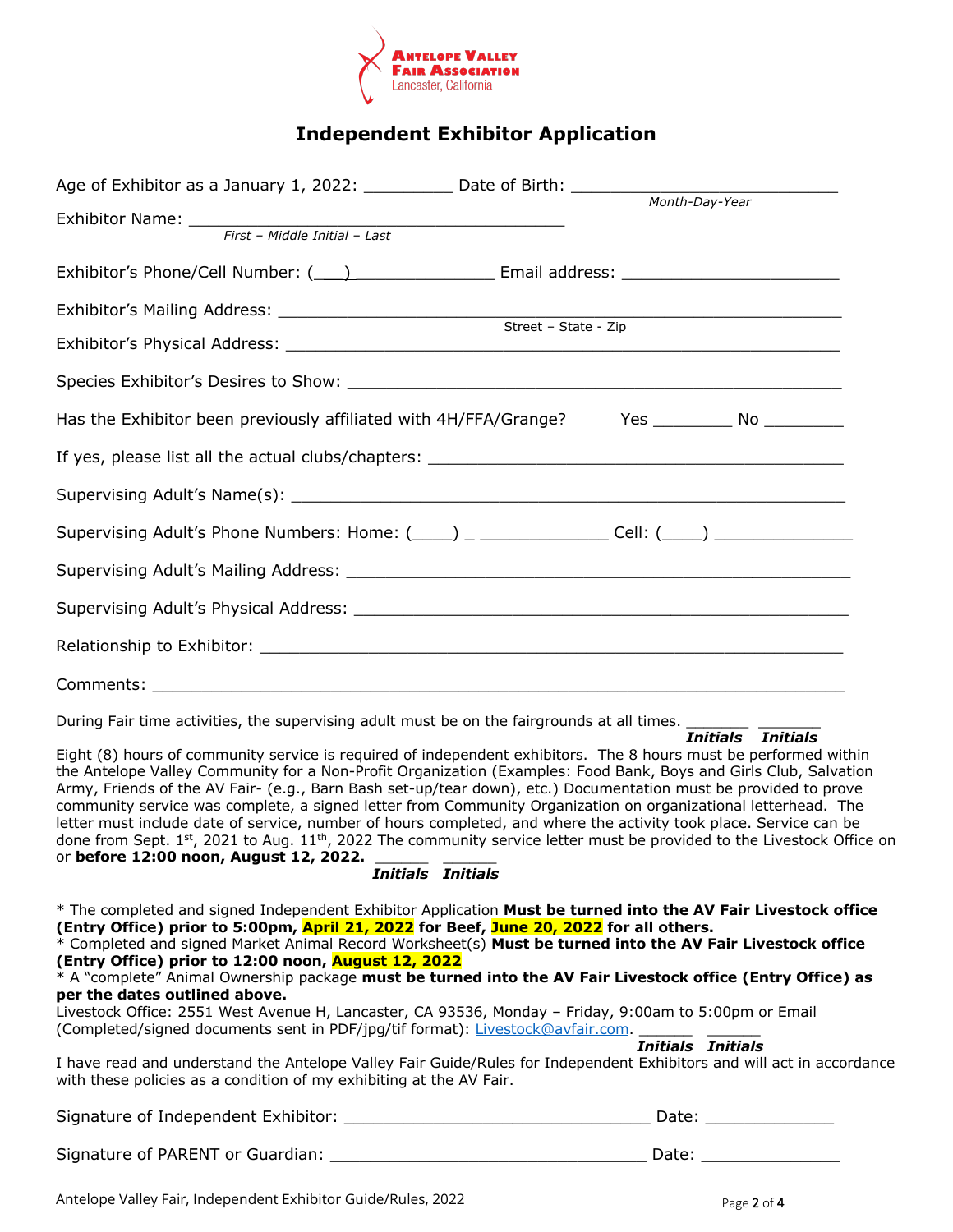ANTELOPE VALLEY
FAIR ASSOCIATION
Lancaster, California

# Independent Exhibitor Application

Age of Exhibitor as a January 1, 2022: _________ Date of Birth: ___________________________
*Month-Day-Year*

Exhibitor Name: ________________________________________
*First – Middle Initial – Last*

Exhibitor's Phone/Cell Number: (___)_______________ Email address: ______________________

Exhibitor's Mailing Address: ____________________________________________________________
Street – State - Zip

Exhibitor's Physical Address: ___________________________________________________________

Species Exhibitor's Desires to Show: _____________________________________________________

Has the Exhibitor been previously affiliated with 4H/FFA/Grange? Yes ________ No ________

If yes, please list all the actual clubs/chapters: _________________________________________

Supervising Adult's Name(s): ____________________________________________________________

Supervising Adult's Phone Numbers: Home: (____)______________ Cell: (____)______________

Supervising Adult's Mailing Address: _____________________________________________________

Supervising Adult's Physical Address: ____________________________________________________

Relationship to Exhibitor: _______________________________________________________________

Comments: ___________________________________________________________________________

During Fair time activities, the supervising adult must be on the fairgrounds at all times. _______ _______
***Initials*** ***Initials***

Eight (8) hours of community service is required of independent exhibitors. The 8 hours must be performed within the Antelope Valley Community for a Non-Profit Organization (Examples: Food Bank, Boys and Girls Club, Salvation Army, Friends of the AV Fair- (e.g., Barn Bash set-up/tear down), etc.) Documentation must be provided to prove community service was complete, a signed letter from Community Organization on organizational letterhead. The letter must include date of service, number of hours completed, and where the activity took place. Service can be done from Sept. 1st, 2021 to Aug. 11th, 2022 The community service letter must be provided to the Livestock Office on or **before 12:00 noon, August 12, 2022.** ______ ______
***Initials*** ***Initials***

* The completed and signed Independent Exhibitor Application **Must be turned into the AV Fair Livestock office (Entry Office) prior to 5:00pm, April 21, 2022 for Beef, June 20, 2022 for all others.**
* Completed and signed Market Animal Record Worksheet(s) **Must be turned into the AV Fair Livestock office (Entry Office) prior to 12:00 noon, August 12, 2022**
* A "complete" Animal Ownership package **must be turned into the AV Fair Livestock office (Entry Office) as per the dates outlined above.**
Livestock Office: 2551 West Avenue H, Lancaster, CA 93536, Monday – Friday, 9:00am to 5:00pm or Email (Completed/signed documents sent in PDF/jpg/tif format): Livestock@avfair.com. ______ ______
***Initials*** ***Initials***

I have read and understand the Antelope Valley Fair Guide/Rules for Independent Exhibitors and will act in accordance with these policies as a condition of my exhibiting at the AV Fair.

Signature of Independent Exhibitor: _______________________________ Date: ______________

Signature of PARENT or Guardian: ________________________________ Date: ______________

Antelope Valley Fair, Independent Exhibitor Guide/Rules, 2022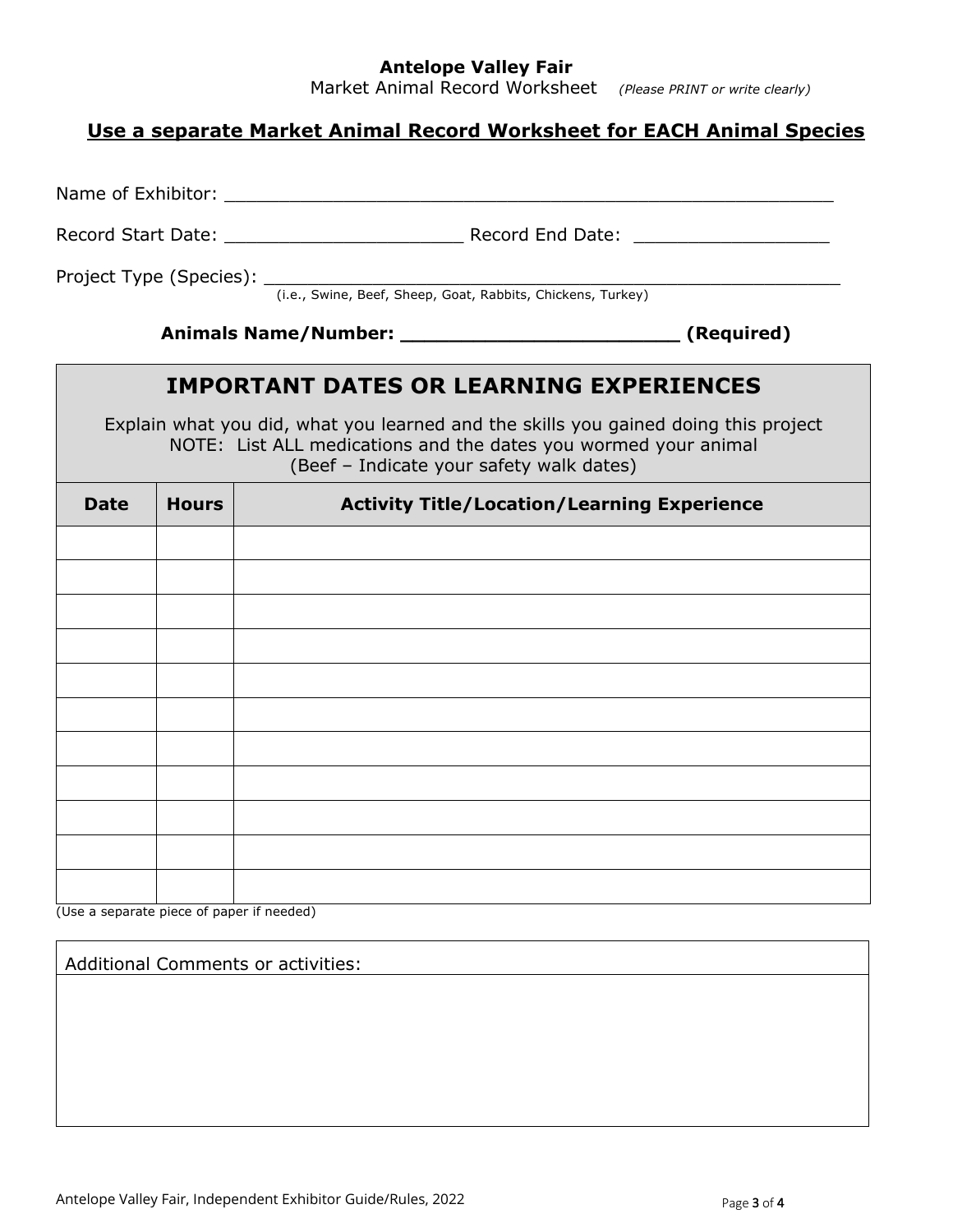**Antelope Valley Fair**

Market Animal Record Worksheet *(Please PRINT or write clearly)*

## <u>Use a separate Market Animal Record Worksheet for EACH Animal Species</u>

Name of Exhibitor: ________________________________________________________

Record Start Date: ______________________ Record End Date: __________________

Project Type (Species): ____________________________________________________
(i.e., Swine, Beef, Sheep, Goat, Rabbits, Chickens, Turkey)

**Animals Name/Number: _______________________ (Required)**

## IMPORTANT DATES OR LEARNING EXPERIENCES

Explain what you did, what you learned and the skills you gained doing this project
NOTE: List ALL medications and the dates you wormed your animal
(Beef – Indicate your safety walk dates)

| Date | Hours | Activity Title/Location/Learning Experience |
| --- | --- | --- |
| | | |
| | | |
| | | |
| | | |
| | | |
| | | |
| | | |
| | | |
| | | |
| | | |
| | | |

(Use a separate piece of paper if needed)

| Additional Comments or activities: |
| --- |
| |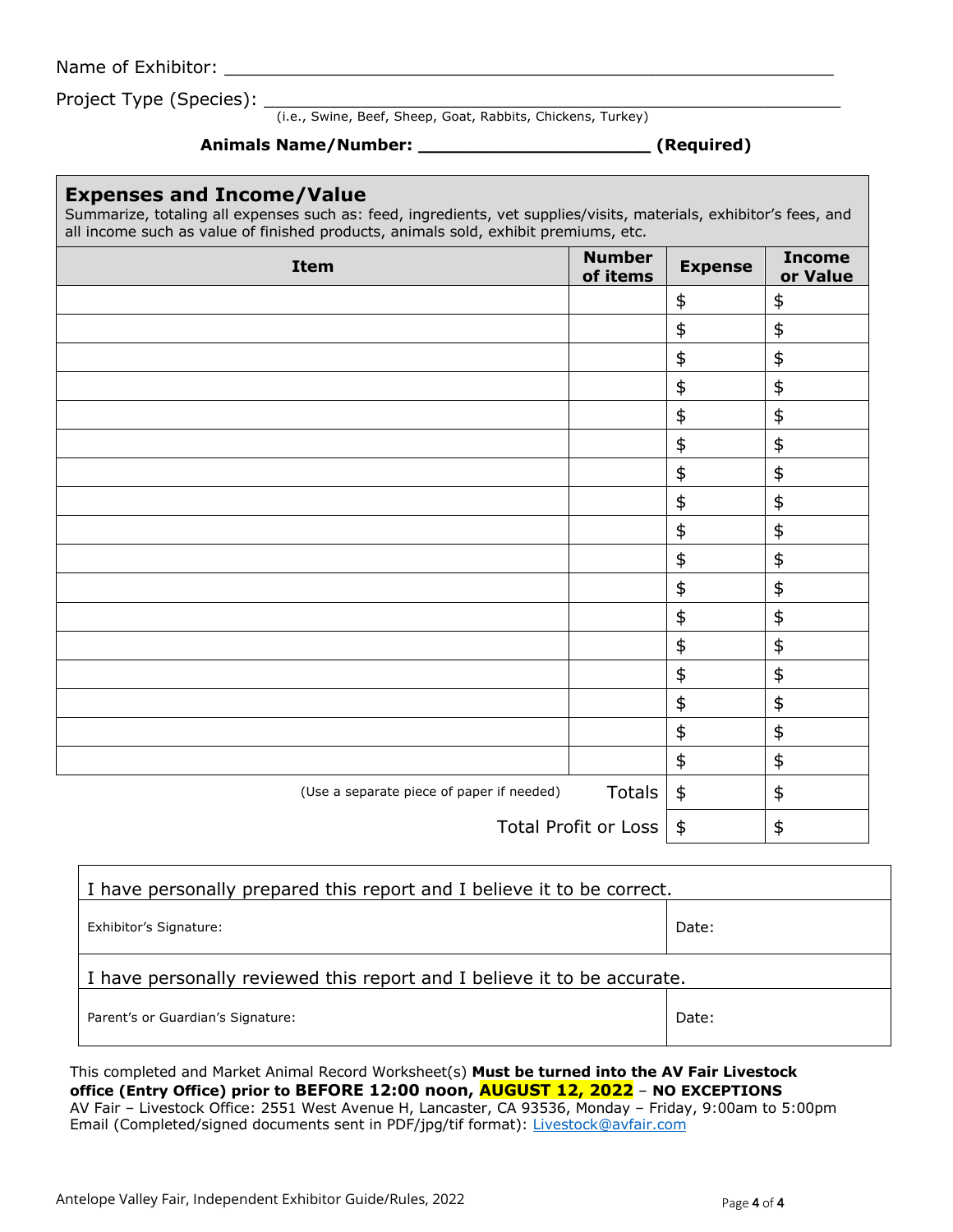Name of Exhibitor: ______________________________________________________________

Project Type (Species): ______________________________________________________________
(i.e., Swine, Beef, Sheep, Goat, Rabbits, Chickens, Turkey)

**Animals Name/Number: ______________________ (Required)**

## Expenses and Income/Value

Summarize, totaling all expenses such as: feed, ingredients, vet supplies/visits, materials, exhibitor's fees, and all income such as value of finished products, animals sold, exhibit premiums, etc.

| Item | Number of items | Expense | Income or Value |
|---|---|---|---|
| | | $ | $ |
| | | $ | $ |
| | | $ | $ |
| | | $ | $ |
| | | $ | $ |
| | | $ | $ |
| | | $ | $ |
| | | $ | $ |
| | | $ | $ |
| | | $ | $ |
| | | $ | $ |
| | | $ | $ |
| | | $ | $ |
| | | $ | $ |
| | | $ | $ |
| | | $ | $ |
| | | $ | $ |
| (Use a separate piece of paper if needed) | Totals | $ | $ |
| | Total Profit or Loss | $ | $ |

| | |
|---|---|
| I have personally prepared this report and I believe it to be correct. | |
| Exhibitor's Signature: | Date: |
| I have personally reviewed this report and I believe it to be accurate. | |
| Parent's or Guardian's Signature: | Date: |

This completed and Market Animal Record Worksheet(s) **Must be turned into the AV Fair Livestock office (Entry Office) prior to BEFORE 12:00 noon, AUGUST 12, 2022 – NO EXCEPTIONS**
AV Fair – Livestock Office: 2551 West Avenue H, Lancaster, CA 93536, Monday – Friday, 9:00am to 5:00pm
Email (Completed/signed documents sent in PDF/jpg/tif format): Livestock@avfair.com